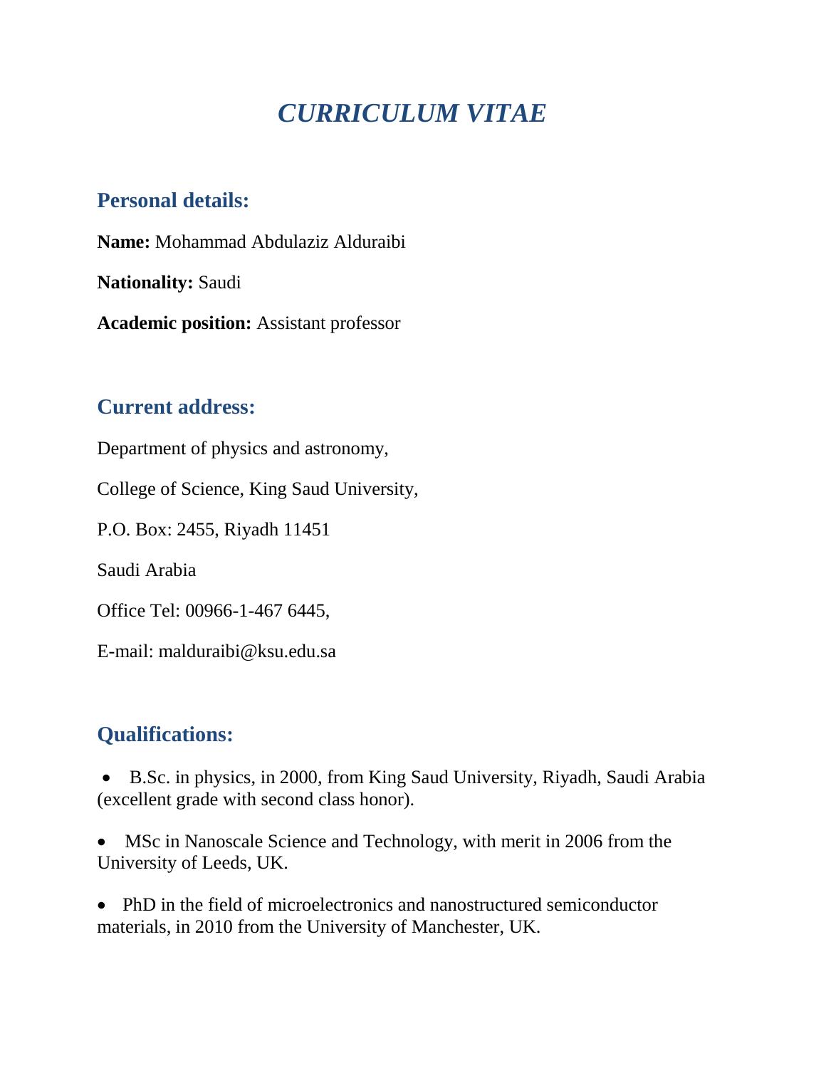# *CURRICULUM VITAE*

## Personal details:

**Name:** Mohammad Abdulaziz Alduraibi

**Nationality:** Saudi

**Academic position:** Assistant professor

## Current address:

Department of physics and astronomy,

College of Science, King Saud University,

P.O. Box: 2455, Riyadh 11451

Saudi Arabia

Office Tel: 00966-1-467 6445,

E-mail: malduraibi@ksu.edu.sa

## Qualifications:

- B.Sc. in physics, in 2000, from King Saud University, Riyadh, Saudi Arabia (excellent grade with second class honor).
- MSc in Nanoscale Science and Technology, with merit in 2006 from the University of Leeds, UK.
- PhD in the field of microelectronics and nanostructured semiconductor materials, in 2010 from the University of Manchester, UK.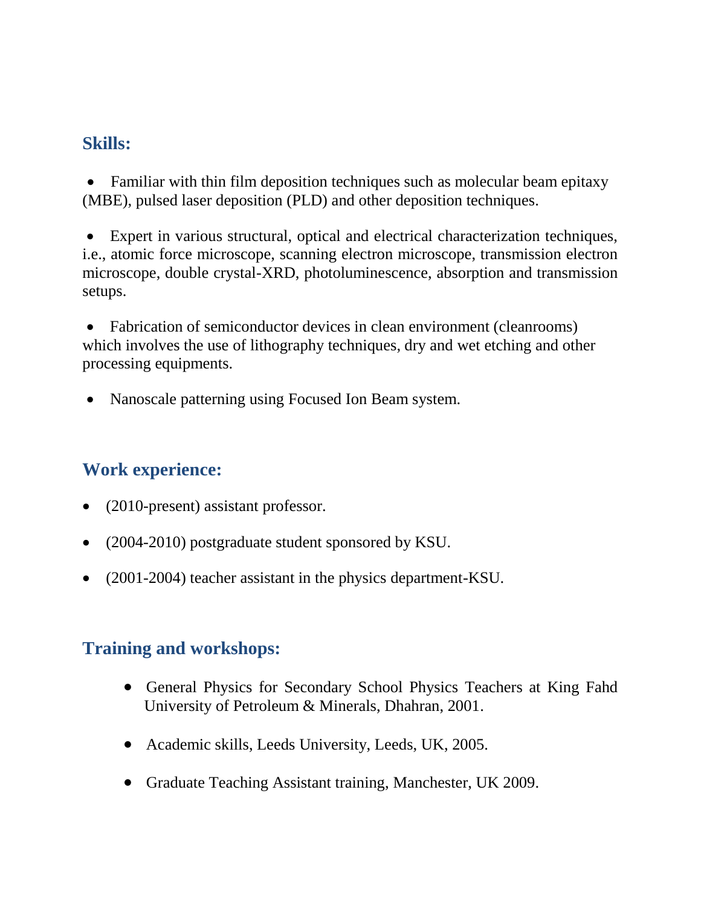## Skills:

- Familiar with thin film deposition techniques such as molecular beam epitaxy (MBE), pulsed laser deposition (PLD) and other deposition techniques.

- Expert in various structural, optical and electrical characterization techniques, i.e., atomic force microscope, scanning electron microscope, transmission electron microscope, double crystal-XRD, photoluminescence, absorption and transmission setups.

- Fabrication of semiconductor devices in clean environment (cleanrooms) which involves the use of lithography techniques, dry and wet etching and other processing equipments.

- Nanoscale patterning using Focused Ion Beam system.

## Work experience:

- (2010-present) assistant professor.
- (2004-2010) postgraduate student sponsored by KSU.
- (2001-2004) teacher assistant in the physics department-KSU.

## Training and workshops:

- General Physics for Secondary School Physics Teachers at King Fahd University of Petroleum & Minerals, Dhahran, 2001.
- Academic skills, Leeds University, Leeds, UK, 2005.
- Graduate Teaching Assistant training, Manchester, UK 2009.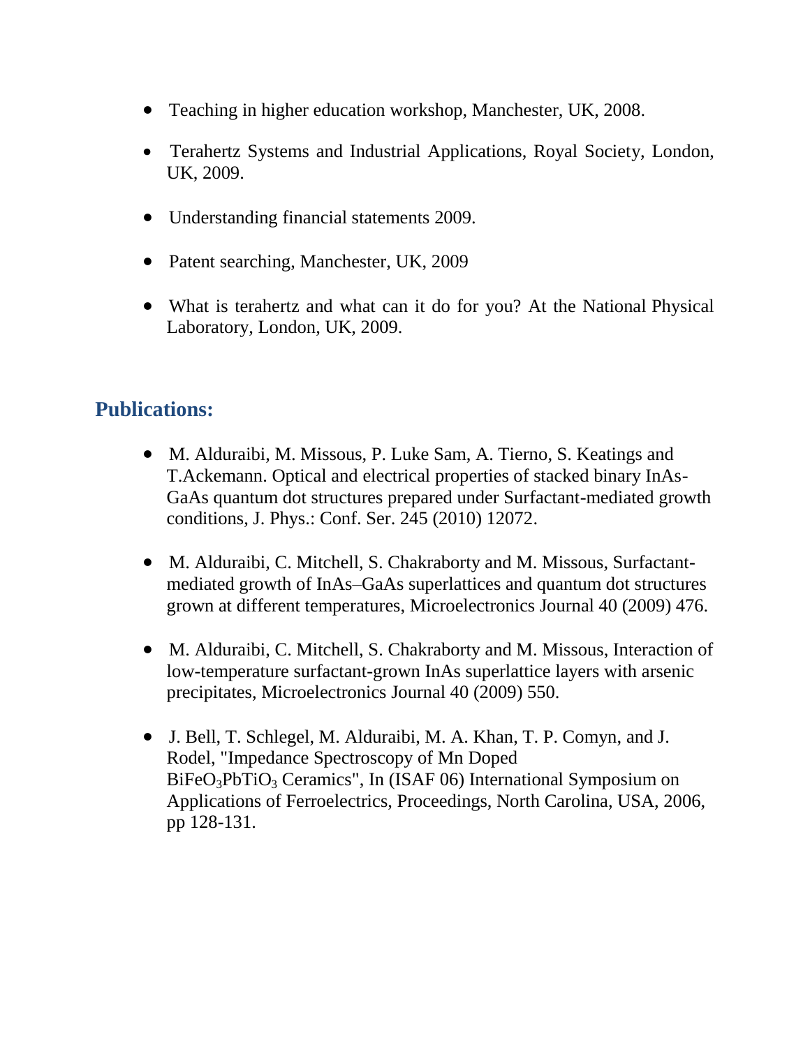- Teaching in higher education workshop, Manchester, UK, 2008.
- Terahertz Systems and Industrial Applications, Royal Society, London, UK, 2009.
- Understanding financial statements 2009.
- Patent searching, Manchester, UK, 2009
- What is terahertz and what can it do for you? At the National Physical Laboratory, London, UK, 2009.

## Publications:

- M. Alduraibi, M. Missous, P. Luke Sam, A. Tierno, S. Keatings and T.Ackemann. Optical and electrical properties of stacked binary InAs-GaAs quantum dot structures prepared under Surfactant-mediated growth conditions, J. Phys.: Conf. Ser. 245 (2010) 12072.
- M. Alduraibi, C. Mitchell, S. Chakraborty and M. Missous, Surfactant-mediated growth of InAs–GaAs superlattices and quantum dot structures grown at different temperatures, Microelectronics Journal 40 (2009) 476.
- M. Alduraibi, C. Mitchell, S. Chakraborty and M. Missous, Interaction of low-temperature surfactant-grown InAs superlattice layers with arsenic precipitates, Microelectronics Journal 40 (2009) 550.
- J. Bell, T. Schlegel, M. Alduraibi, M. A. Khan, T. P. Comyn, and J. Rodel, "Impedance Spectroscopy of Mn Doped $BiFeO_3PbTiO_3$ Ceramics", In (ISAF 06) International Symposium on Applications of Ferroelectrics, Proceedings, North Carolina, USA, 2006, pp 128-131.